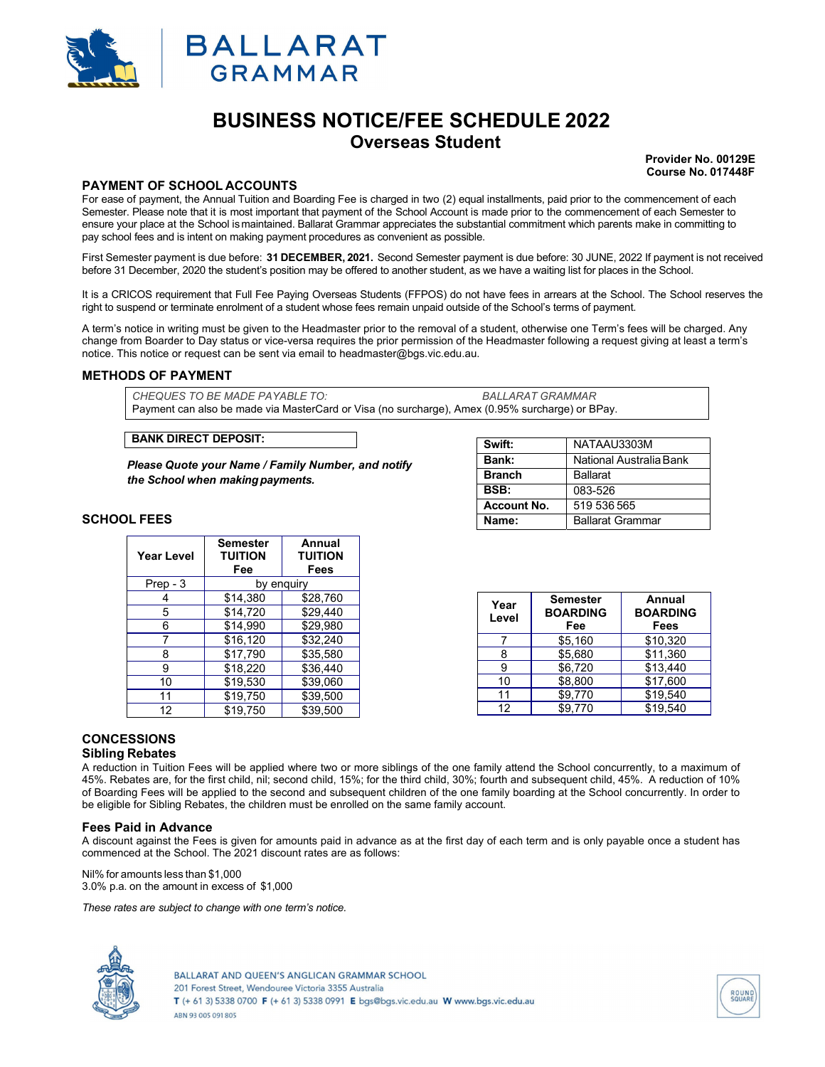BALLARAT GRAMMAR

# BUSINESS NOTICE/FEE SCHEDULE 2022
## Overseas Student

**Provider No. 00129E**
**Course No. 017448F**

### PAYMENT OF SCHOOL ACCOUNTS

For ease of payment, the Annual Tuition and Boarding Fee is charged in two (2) equal installments, paid prior to the commencement of each Semester. Please note that it is most important that payment of the School Account is made prior to the commencement of each Semester to ensure your place at the School is maintained. Ballarat Grammar appreciates the substantial commitment which parents make in committing to pay school fees and is intent on making payment procedures as convenient as possible.

First Semester payment is due before: **31 DECEMBER, 2021.** Second Semester payment is due before: 30 JUNE, 2022 If payment is not received before 31 December, 2020 the student's position may be offered to another student, as we have a waiting list for places in the School.

It is a CRICOS requirement that Full Fee Paying Overseas Students (FFPOS) do not have fees in arrears at the School. The School reserves the right to suspend or terminate enrolment of a student whose fees remain unpaid outside of the School's terms of payment.

A term's notice in writing must be given to the Headmaster prior to the removal of a student, otherwise one Term's fees will be charged. Any change from Boarder to Day status or vice-versa requires the prior permission of the Headmaster following a request giving at least a term's notice. This notice or request can be sent via email to headmaster@bgs.vic.edu.au.

### METHODS OF PAYMENT

*CHEQUES TO BE MADE PAYABLE TO: BALLARAT GRAMMAR*
Payment can also be made via MasterCard or Visa (no surcharge), Amex (0.95% surcharge) or BPay.

**BANK DIRECT DEPOSIT:**

***Please Quote your Name / Family Number, and notify the School when making payments.***

| | |
|---|---|
| **Swift:** | NATAAU3303M |
| **Bank:** | National Australia Bank |
| **Branch** | Ballarat |
| **BSB:** | 083-526 |
| **Account No.** | 519 536 565 |
| **Name:** | Ballarat Grammar |

### SCHOOL FEES

| Year Level | Semester TUITION Fee | Annual TUITION Fees |
|---|---|---|
| Prep - 3 | by enquiry | |
| 4 | $14,380 | $28,760 |
| 5 | $14,720 | $29,440 |
| 6 | $14,990 | $29,980 |
| 7 | $16,120 | $32,240 |
| 8 | $17,790 | $35,580 |
| 9 | $18,220 | $36,440 |
| 10 | $19,530 | $39,060 |
| 11 | $19,750 | $39,500 |
| 12 | $19,750 | $39,500 |

| Year Level | Semester BOARDING Fee | Annual BOARDING Fees |
|---|---|---|
| 7 | $5,160 | $10,320 |
| 8 | $5,680 | $11,360 |
| 9 | $6,720 | $13,440 |
| 10 | $8,800 | $17,600 |
| 11 | $9,770 | $19,540 |
| 12 | $9,770 | $19,540 |

### CONCESSIONS

#### Sibling Rebates

A reduction in Tuition Fees will be applied where two or more siblings of the one family attend the School concurrently, to a maximum of 45%. Rebates are, for the first child, nil; second child, 15%; for the third child, 30%; fourth and subsequent child, 45%. A reduction of 10% of Boarding Fees will be applied to the second and subsequent children of the one family boarding at the School concurrently. In order to be eligible for Sibling Rebates, the children must be enrolled on the same family account.

#### Fees Paid in Advance

A discount against the Fees is given for amounts paid in advance as at the first day of each term and is only payable once a student has commenced at the School. The 2021 discount rates are as follows:

Nil% for amounts less than $1,000
3.0% p.a. on the amount in excess of $1,000

*These rates are subject to change with one term's notice.*

BALLARAT AND QUEEN'S ANGLICAN GRAMMAR SCHOOL
201 Forest Street, Wendouree Victoria 3355 Australia
**T** (+ 61 3) 5338 0700 **F** (+ 61 3) 5338 0991 **E** bgs@bgs.vic.edu.au **W** www.bgs.vic.edu.au
ABN 93 005 091 805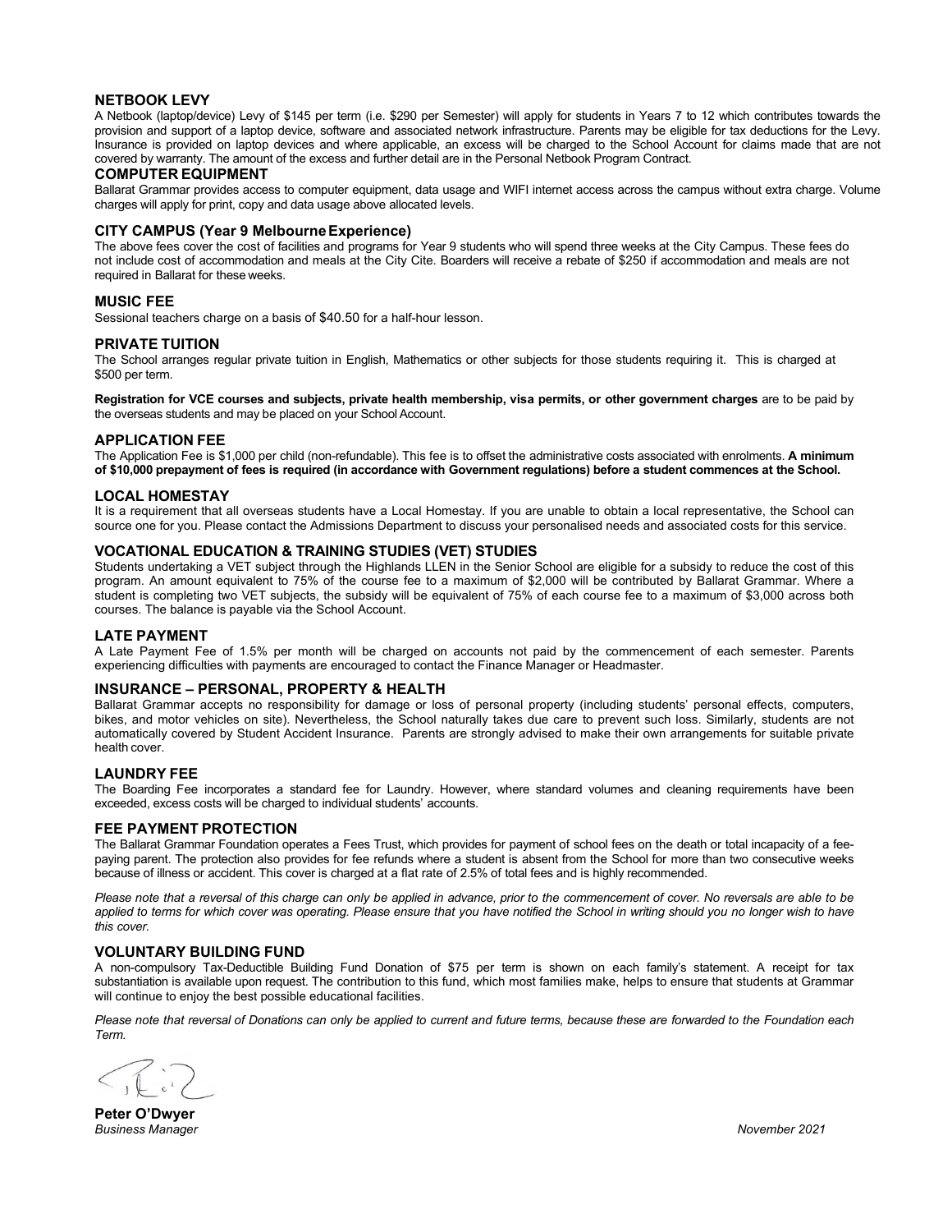## NETBOOK LEVY

A Netbook (laptop/device) Levy of $145 per term (i.e. $290 per Semester) will apply for students in Years 7 to 12 which contributes towards the provision and support of a laptop device, software and associated network infrastructure. Parents may be eligible for tax deductions for the Levy. Insurance is provided on laptop devices and where applicable, an excess will be charged to the School Account for claims made that are not covered by warranty. The amount of the excess and further detail are in the Personal Netbook Program Contract.

## COMPUTER EQUIPMENT

Ballarat Grammar provides access to computer equipment, data usage and WIFI internet access across the campus without extra charge. Volume charges will apply for print, copy and data usage above allocated levels.

## CITY CAMPUS (Year 9 Melbourne Experience)

The above fees cover the cost of facilities and programs for Year 9 students who will spend three weeks at the City Campus. These fees do not include cost of accommodation and meals at the City Cite. Boarders will receive a rebate of $250 if accommodation and meals are not required in Ballarat for these weeks.

## MUSIC FEE

Sessional teachers charge on a basis of $40.50 for a half-hour lesson.

## PRIVATE TUITION

The School arranges regular private tuition in English, Mathematics or other subjects for those students requiring it. This is charged at $500 per term.

**Registration for VCE courses and subjects, private health membership, visa permits, or other government charges** are to be paid by the overseas students and may be placed on your School Account.

## APPLICATION FEE

The Application Fee is $1,000 per child (non-refundable). This fee is to offset the administrative costs associated with enrolments. **A minimum of $10,000 prepayment of fees is required (in accordance with Government regulations) before a student commences at the School.**

## LOCAL HOMESTAY

It is a requirement that all overseas students have a Local Homestay. If you are unable to obtain a local representative, the School can source one for you. Please contact the Admissions Department to discuss your personalised needs and associated costs for this service.

## VOCATIONAL EDUCATION & TRAINING STUDIES (VET) STUDIES

Students undertaking a VET subject through the Highlands LLEN in the Senior School are eligible for a subsidy to reduce the cost of this program. An amount equivalent to 75% of the course fee to a maximum of $2,000 will be contributed by Ballarat Grammar. Where a student is completing two VET subjects, the subsidy will be equivalent of 75% of each course fee to a maximum of $3,000 across both courses. The balance is payable via the School Account.

## LATE PAYMENT

A Late Payment Fee of 1.5% per month will be charged on accounts not paid by the commencement of each semester. Parents experiencing difficulties with payments are encouraged to contact the Finance Manager or Headmaster.

## INSURANCE – PERSONAL, PROPERTY & HEALTH

Ballarat Grammar accepts no responsibility for damage or loss of personal property (including students' personal effects, computers, bikes, and motor vehicles on site). Nevertheless, the School naturally takes due care to prevent such loss. Similarly, students are not automatically covered by Student Accident Insurance. Parents are strongly advised to make their own arrangements for suitable private health cover.

## LAUNDRY FEE

The Boarding Fee incorporates a standard fee for Laundry. However, where standard volumes and cleaning requirements have been exceeded, excess costs will be charged to individual students' accounts.

## FEE PAYMENT PROTECTION

The Ballarat Grammar Foundation operates a Fees Trust, which provides for payment of school fees on the death or total incapacity of a fee-paying parent. The protection also provides for fee refunds where a student is absent from the School for more than two consecutive weeks because of illness or accident. This cover is charged at a flat rate of 2.5% of total fees and is highly recommended.

*Please note that a reversal of this charge can only be applied in advance, prior to the commencement of cover. No reversals are able to be applied to terms for which cover was operating. Please ensure that you have notified the School in writing should you no longer wish to have this cover.*

## VOLUNTARY BUILDING FUND

A non-compulsory Tax-Deductible Building Fund Donation of $75 per term is shown on each family's statement. A receipt for tax substantiation is available upon request. The contribution to this fund, which most families make, helps to ensure that students at Grammar will continue to enjoy the best possible educational facilities.

*Please note that reversal of Donations can only be applied to current and future terms, because these are forwarded to the Foundation each Term.*

**Peter O'Dwyer**
*Business Manager*

*November 2021*